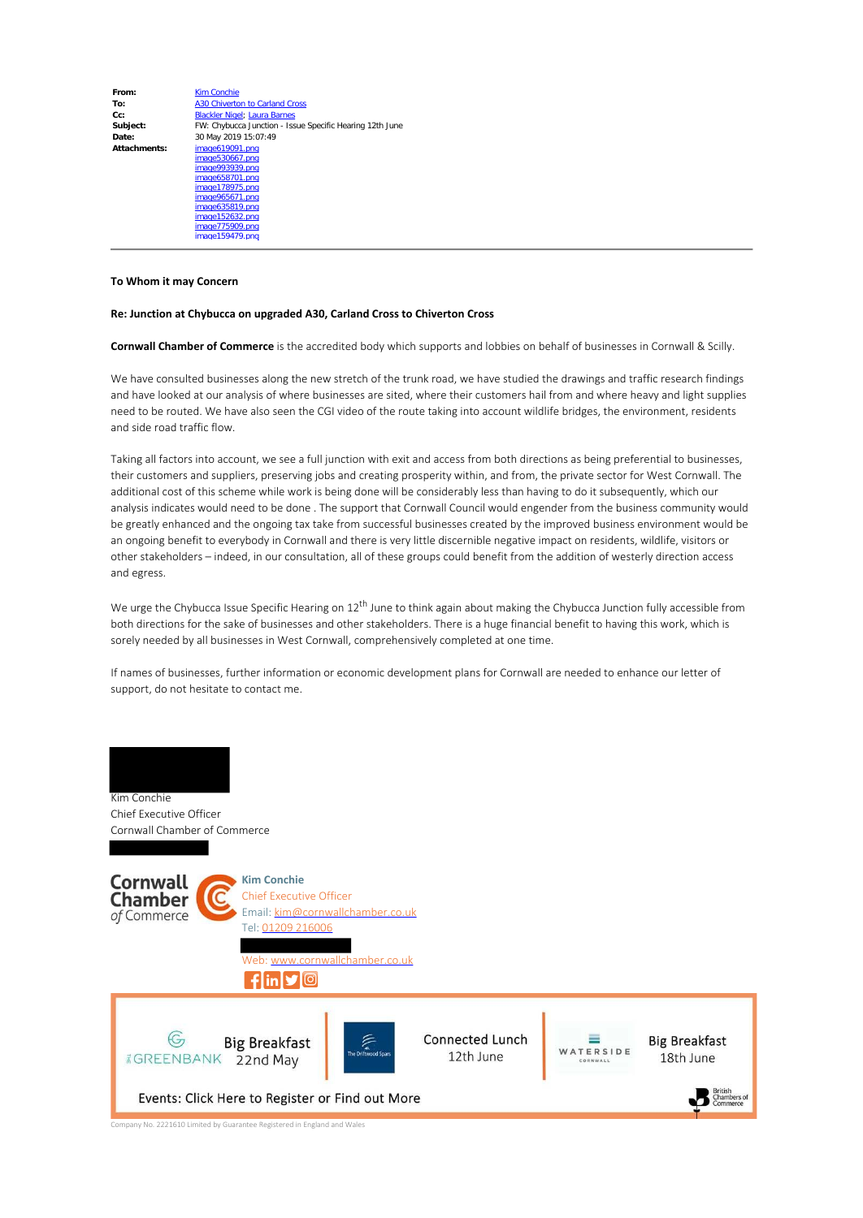| | |
|---|---|
| **From:** | Kim Conchie |
| **To:** | A30 Chiverton to Carland Cross |
| **Cc:** | Blackler Nigel; Laura Barnes |
| **Subject:** | FW: Chybucca Junction - Issue Specific Hearing 12th June |
| **Date:** | 30 May 2019 15:07:49 |
| **Attachments:** | image619091.png<br>image530667.png<br>image993939.png<br>image658701.png<br>image178975.png<br>image965671.png<br>image635819.png<br>image152632.png<br>image775909.png<br>image159479.png |

---

**To Whom it may Concern**

**Re: Junction at Chybucca on upgraded A30, Carland Cross to Chiverton Cross**

**Cornwall Chamber of Commerce** is the accredited body which supports and lobbies on behalf of businesses in Cornwall & Scilly.

We have consulted businesses along the new stretch of the trunk road, we have studied the drawings and traffic research findings and have looked at our analysis of where businesses are sited, where their customers hail from and where heavy and light supplies need to be routed. We have also seen the CGI video of the route taking into account wildlife bridges, the environment, residents and side road traffic flow.

Taking all factors into account, we see a full junction with exit and access from both directions as being preferential to businesses, their customers and suppliers, preserving jobs and creating prosperity within, and from, the private sector for West Cornwall. The additional cost of this scheme while work is being done will be considerably less than having to do it subsequently, which our analysis indicates would need to be done . The support that Cornwall Council would engender from the business community would be greatly enhanced and the ongoing tax take from successful businesses created by the improved business environment would be an ongoing benefit to everybody in Cornwall and there is very little discernible negative impact on residents, wildlife, visitors or other stakeholders – indeed, in our consultation, all of these groups could benefit from the addition of westerly direction access and egress.

We urge the Chybucca Issue Specific Hearing on 12th June to think again about making the Chybucca Junction fully accessible from both directions for the sake of businesses and other stakeholders. There is a huge financial benefit to having this work, which is sorely needed by all businesses in West Cornwall, comprehensively completed at one time.

If names of businesses, further information or economic development plans for Cornwall are needed to enhance our letter of support, do not hesitate to contact me.

Kim Conchie
Chief Executive Officer
Cornwall Chamber of Commerce

Cornwall Chamber of Commerce

**Kim Conchie**
Chief Executive Officer
Email: kim@cornwallchamber.co.uk
Tel: 01209 216006

Web: www.cornwallchamber.co.uk

GREENBANK Big Breakfast 22nd May | The Driftwood Spars Connected Lunch 12th June | WATERSIDE CORNWALL Big Breakfast 18th June

Events: Click Here to Register or Find out More

British Chambers of Commerce

Company No. 2221610 Limited by Guarantee Registered in England and Wales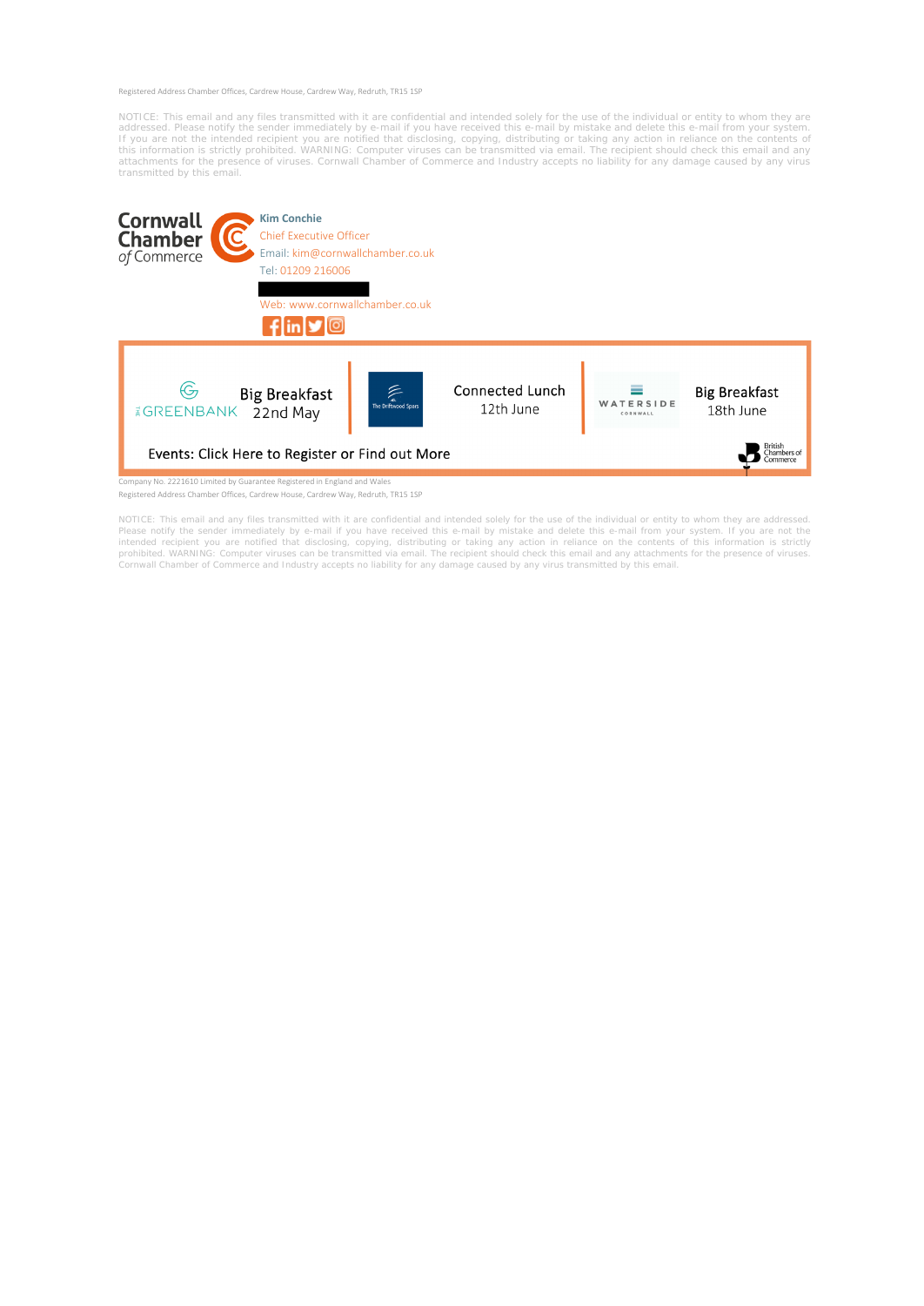Registered Address Chamber Offices, Cardrew House, Cardrew Way, Redruth, TR15 1SP

NOTICE: This email and any files transmitted with it are confidential and intended solely for the use of the individual or entity to whom they are addressed. Please notify the sender immediately by e-mail if you have received this e-mail by mistake and delete this e-mail from your system. If you are not the intended recipient you are notified that disclosing, copying, distributing or taking any action in reliance on the contents of this information is strictly prohibited. WARNING: Computer viruses can be transmitted via email. The recipient should check this email and any attachments for the presence of viruses. Cornwall Chamber of Commerce and Industry accepts no liability for any damage caused by any virus transmitted by this email.

Cornwall Chamber of Commerce

**Kim Conchie**
Chief Executive Officer
Email: kim@cornwallchamber.co.uk
Tel: 01209 216006

Web: www.cornwallchamber.co.uk

THE GREENBANK — Big Breakfast 22nd May

The Driftwood Spars — Connected Lunch 12th June

WATERSIDE CORNWALL — Big Breakfast 18th June

Events: Click Here to Register or Find out More

British Chambers of Commerce

Company No. 2221610 Limited by Guarantee Registered in England and Wales
Registered Address Chamber Offices, Cardrew House, Cardrew Way, Redruth, TR15 1SP

NOTICE: This email and any files transmitted with it are confidential and intended solely for the use of the individual or entity to whom they are addressed. Please notify the sender immediately by e-mail if you have received this e-mail by mistake and delete this e-mail from your system. If you are not the intended recipient you are notified that disclosing, copying, distributing or taking any action in reliance on the contents of this information is strictly prohibited. WARNING: Computer viruses can be transmitted via email. The recipient should check this email and any attachments for the presence of viruses. Cornwall Chamber of Commerce and Industry accepts no liability for any damage caused by any virus transmitted by this email.